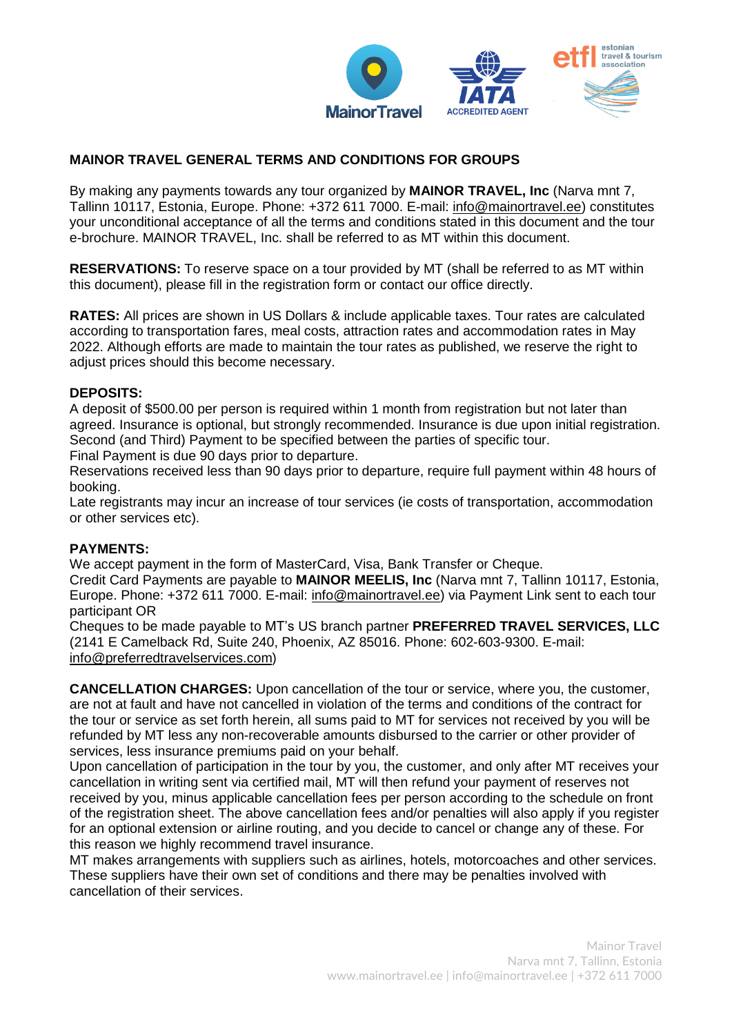# MAINOR TRAVEL GENERAL TERMS AND CONDITIONS FOR GROUPS

By making any payments towards any tour organized by **MAINOR TRAVEL, Inc** (Narva mnt 7, Tallinn 10117, Estonia, Europe. Phone: +372 611 7000. E-mail: info@mainortravel.ee) constitutes your unconditional acceptance of all the terms and conditions stated in this document and the tour e-brochure. MAINOR TRAVEL, Inc. shall be referred to as MT within this document.

**RESERVATIONS:** To reserve space on a tour provided by MT (shall be referred to as MT within this document), please fill in the registration form or contact our office directly.

**RATES:** All prices are shown in US Dollars & include applicable taxes. Tour rates are calculated according to transportation fares, meal costs, attraction rates and accommodation rates in May 2022. Although efforts are made to maintain the tour rates as published, we reserve the right to adjust prices should this become necessary.

**DEPOSITS:**

A deposit of $500.00 per person is required within 1 month from registration but not later than agreed. Insurance is optional, but strongly recommended. Insurance is due upon initial registration. Second (and Third) Payment to be specified between the parties of specific tour.

Final Payment is due 90 days prior to departure.

Reservations received less than 90 days prior to departure, require full payment within 48 hours of booking.

Late registrants may incur an increase of tour services (ie costs of transportation, accommodation or other services etc).

**PAYMENTS:**

We accept payment in the form of MasterCard, Visa, Bank Transfer or Cheque.

Credit Card Payments are payable to **MAINOR MEELIS, Inc** (Narva mnt 7, Tallinn 10117, Estonia, Europe. Phone: +372 611 7000. E-mail: info@mainortravel.ee) via Payment Link sent to each tour participant OR

Cheques to be made payable to MT's US branch partner **PREFERRED TRAVEL SERVICES, LLC** (2141 E Camelback Rd, Suite 240, Phoenix, AZ 85016. Phone: 602-603-9300. E-mail: info@preferredtravelservices.com)

**CANCELLATION CHARGES:** Upon cancellation of the tour or service, where you, the customer, are not at fault and have not cancelled in violation of the terms and conditions of the contract for the tour or service as set forth herein, all sums paid to MT for services not received by you will be refunded by MT less any non-recoverable amounts disbursed to the carrier or other provider of services, less insurance premiums paid on your behalf.

Upon cancellation of participation in the tour by you, the customer, and only after MT receives your cancellation in writing sent via certified mail, MT will then refund your payment of reserves not received by you, minus applicable cancellation fees per person according to the schedule on front of the registration sheet. The above cancellation fees and/or penalties will also apply if you register for an optional extension or airline routing, and you decide to cancel or change any of these. For this reason we highly recommend travel insurance.

MT makes arrangements with suppliers such as airlines, hotels, motorcoaches and other services. These suppliers have their own set of conditions and there may be penalties involved with cancellation of their services.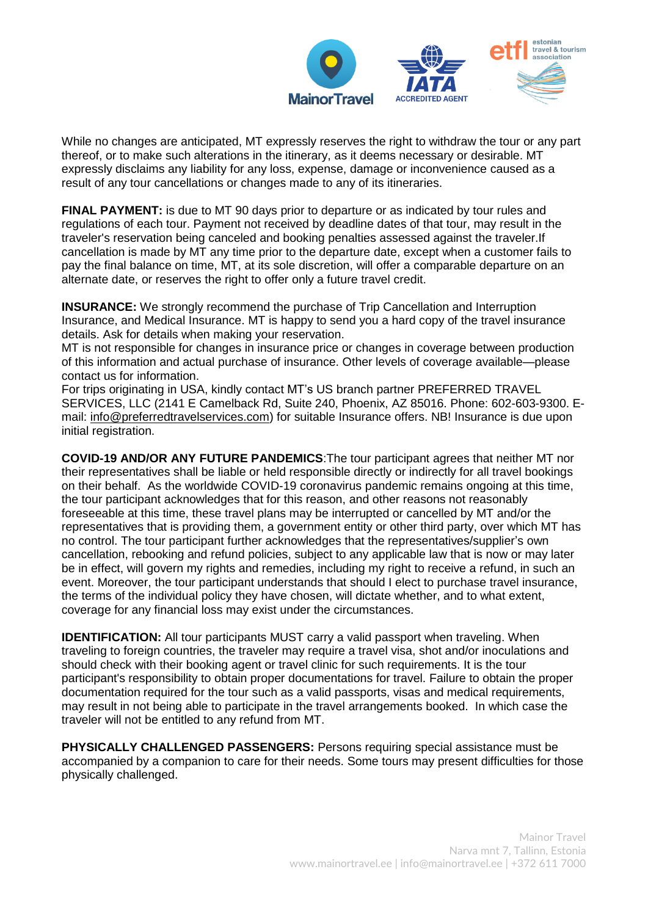While no changes are anticipated, MT expressly reserves the right to withdraw the tour or any part thereof, or to make such alterations in the itinerary, as it deems necessary or desirable. MT expressly disclaims any liability for any loss, expense, damage or inconvenience caused as a result of any tour cancellations or changes made to any of its itineraries.

**FINAL PAYMENT:** is due to MT 90 days prior to departure or as indicated by tour rules and regulations of each tour. Payment not received by deadline dates of that tour, may result in the traveler's reservation being canceled and booking penalties assessed against the traveler.If cancellation is made by MT any time prior to the departure date, except when a customer fails to pay the final balance on time, MT, at its sole discretion, will offer a comparable departure on an alternate date, or reserves the right to offer only a future travel credit.

**INSURANCE:** We strongly recommend the purchase of Trip Cancellation and Interruption Insurance, and Medical Insurance. MT is happy to send you a hard copy of the travel insurance details. Ask for details when making your reservation.
MT is not responsible for changes in insurance price or changes in coverage between production of this information and actual purchase of insurance. Other levels of coverage available—please contact us for information.
For trips originating in USA, kindly contact MT's US branch partner PREFERRED TRAVEL SERVICES, LLC (2141 E Camelback Rd, Suite 240, Phoenix, AZ 85016. Phone: 602-603-9300. E-mail: info@preferredtravelservices.com) for suitable Insurance offers. NB! Insurance is due upon initial registration.

**COVID-19 AND/OR ANY FUTURE PANDEMICS**:The tour participant agrees that neither MT nor their representatives shall be liable or held responsible directly or indirectly for all travel bookings on their behalf. As the worldwide COVID-19 coronavirus pandemic remains ongoing at this time, the tour participant acknowledges that for this reason, and other reasons not reasonably foreseeable at this time, these travel plans may be interrupted or cancelled by MT and/or the representatives that is providing them, a government entity or other third party, over which MT has no control. The tour participant further acknowledges that the representatives/supplier's own cancellation, rebooking and refund policies, subject to any applicable law that is now or may later be in effect, will govern my rights and remedies, including my right to receive a refund, in such an event. Moreover, the tour participant understands that should I elect to purchase travel insurance, the terms of the individual policy they have chosen, will dictate whether, and to what extent, coverage for any financial loss may exist under the circumstances.

**IDENTIFICATION:** All tour participants MUST carry a valid passport when traveling. When traveling to foreign countries, the traveler may require a travel visa, shot and/or inoculations and should check with their booking agent or travel clinic for such requirements. It is the tour participant's responsibility to obtain proper documentations for travel. Failure to obtain the proper documentation required for the tour such as a valid passports, visas and medical requirements, may result in not being able to participate in the travel arrangements booked. In which case the traveler will not be entitled to any refund from MT.

**PHYSICALLY CHALLENGED PASSENGERS:** Persons requiring special assistance must be accompanied by a companion to care for their needs. Some tours may present difficulties for those physically challenged.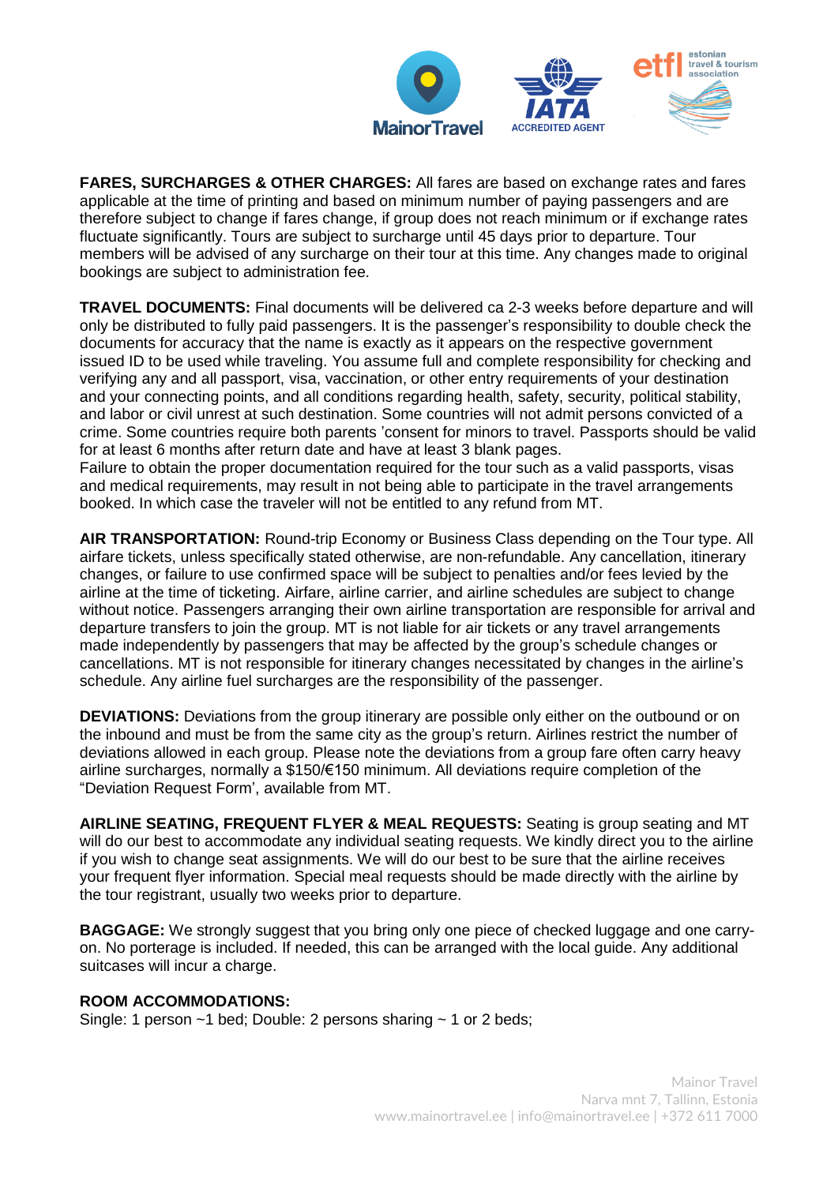**FARES, SURCHARGES & OTHER CHARGES:** All fares are based on exchange rates and fares applicable at the time of printing and based on minimum number of paying passengers and are therefore subject to change if fares change, if group does not reach minimum or if exchange rates fluctuate significantly. Tours are subject to surcharge until 45 days prior to departure. Tour members will be advised of any surcharge on their tour at this time. Any changes made to original bookings are subject to administration fee.

**TRAVEL DOCUMENTS:** Final documents will be delivered ca 2-3 weeks before departure and will only be distributed to fully paid passengers. It is the passenger's responsibility to double check the documents for accuracy that the name is exactly as it appears on the respective government issued ID to be used while traveling. You assume full and complete responsibility for checking and verifying any and all passport, visa, vaccination, or other entry requirements of your destination and your connecting points, and all conditions regarding health, safety, security, political stability, and labor or civil unrest at such destination. Some countries will not admit persons convicted of a crime. Some countries require both parents 'consent for minors to travel. Passports should be valid for at least 6 months after return date and have at least 3 blank pages.
Failure to obtain the proper documentation required for the tour such as a valid passports, visas and medical requirements, may result in not being able to participate in the travel arrangements booked. In which case the traveler will not be entitled to any refund from MT.

**AIR TRANSPORTATION:** Round-trip Economy or Business Class depending on the Tour type. All airfare tickets, unless specifically stated otherwise, are non-refundable. Any cancellation, itinerary changes, or failure to use confirmed space will be subject to penalties and/or fees levied by the airline at the time of ticketing. Airfare, airline carrier, and airline schedules are subject to change without notice. Passengers arranging their own airline transportation are responsible for arrival and departure transfers to join the group. MT is not liable for air tickets or any travel arrangements made independently by passengers that may be affected by the group's schedule changes or cancellations. MT is not responsible for itinerary changes necessitated by changes in the airline's schedule. Any airline fuel surcharges are the responsibility of the passenger.

**DEVIATIONS:** Deviations from the group itinerary are possible only either on the outbound or on the inbound and must be from the same city as the group's return. Airlines restrict the number of deviations allowed in each group. Please note the deviations from a group fare often carry heavy airline surcharges, normally a $150/€150 minimum. All deviations require completion of the "Deviation Request Form', available from MT.

**AIRLINE SEATING, FREQUENT FLYER & MEAL REQUESTS:** Seating is group seating and MT will do our best to accommodate any individual seating requests. We kindly direct you to the airline if you wish to change seat assignments. We will do our best to be sure that the airline receives your frequent flyer information. Special meal requests should be made directly with the airline by the tour registrant, usually two weeks prior to departure.

**BAGGAGE:** We strongly suggest that you bring only one piece of checked luggage and one carry-on. No porterage is included. If needed, this can be arranged with the local guide. Any additional suitcases will incur a charge.

**ROOM ACCOMMODATIONS:**
Single: 1 person ~1 bed; Double: 2 persons sharing ~ 1 or 2 beds;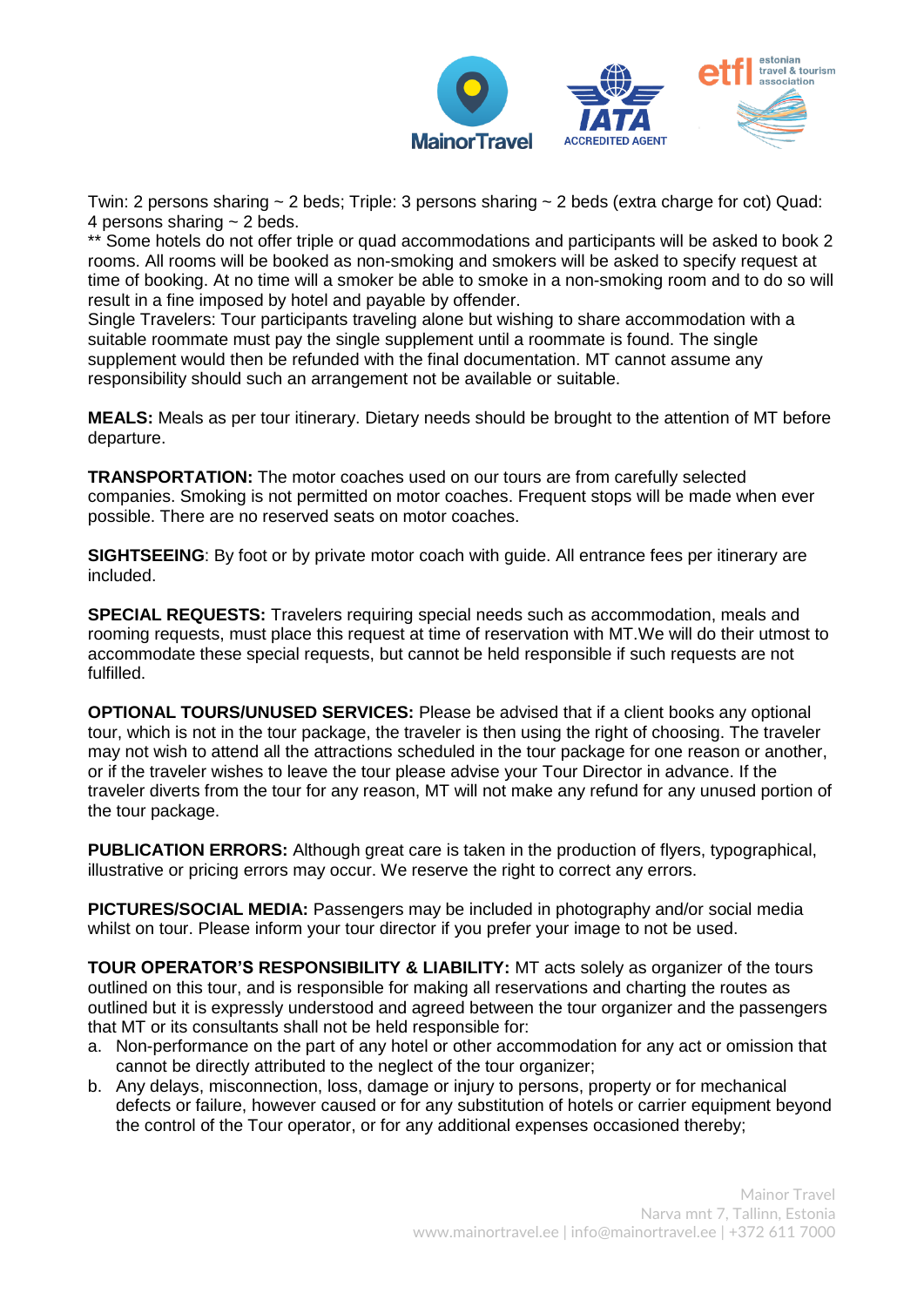Twin: 2 persons sharing ~ 2 beds; Triple: 3 persons sharing ~ 2 beds (extra charge for cot) Quad: 4 persons sharing ~ 2 beds.

** Some hotels do not offer triple or quad accommodations and participants will be asked to book 2 rooms. All rooms will be booked as non-smoking and smokers will be asked to specify request at time of booking. At no time will a smoker be able to smoke in a non-smoking room and to do so will result in a fine imposed by hotel and payable by offender.

Single Travelers: Tour participants traveling alone but wishing to share accommodation with a suitable roommate must pay the single supplement until a roommate is found. The single supplement would then be refunded with the final documentation. MT cannot assume any responsibility should such an arrangement not be available or suitable.

**MEALS:** Meals as per tour itinerary. Dietary needs should be brought to the attention of MT before departure.

**TRANSPORTATION:** The motor coaches used on our tours are from carefully selected companies. Smoking is not permitted on motor coaches. Frequent stops will be made when ever possible. There are no reserved seats on motor coaches.

**SIGHTSEEING**: By foot or by private motor coach with guide. All entrance fees per itinerary are included.

**SPECIAL REQUESTS:** Travelers requiring special needs such as accommodation, meals and rooming requests, must place this request at time of reservation with MT.We will do their utmost to accommodate these special requests, but cannot be held responsible if such requests are not fulfilled.

**OPTIONAL TOURS/UNUSED SERVICES:** Please be advised that if a client books any optional tour, which is not in the tour package, the traveler is then using the right of choosing. The traveler may not wish to attend all the attractions scheduled in the tour package for one reason or another, or if the traveler wishes to leave the tour please advise your Tour Director in advance. If the traveler diverts from the tour for any reason, MT will not make any refund for any unused portion of the tour package.

**PUBLICATION ERRORS:** Although great care is taken in the production of flyers, typographical, illustrative or pricing errors may occur. We reserve the right to correct any errors.

**PICTURES/SOCIAL MEDIA:** Passengers may be included in photography and/or social media whilst on tour. Please inform your tour director if you prefer your image to not be used.

**TOUR OPERATOR'S RESPONSIBILITY & LIABILITY:** MT acts solely as organizer of the tours outlined on this tour, and is responsible for making all reservations and charting the routes as outlined but it is expressly understood and agreed between the tour organizer and the passengers that MT or its consultants shall not be held responsible for:

a. Non-performance on the part of any hotel or other accommodation for any act or omission that cannot be directly attributed to the neglect of the tour organizer;
b. Any delays, misconnection, loss, damage or injury to persons, property or for mechanical defects or failure, however caused or for any substitution of hotels or carrier equipment beyond the control of the Tour operator, or for any additional expenses occasioned thereby;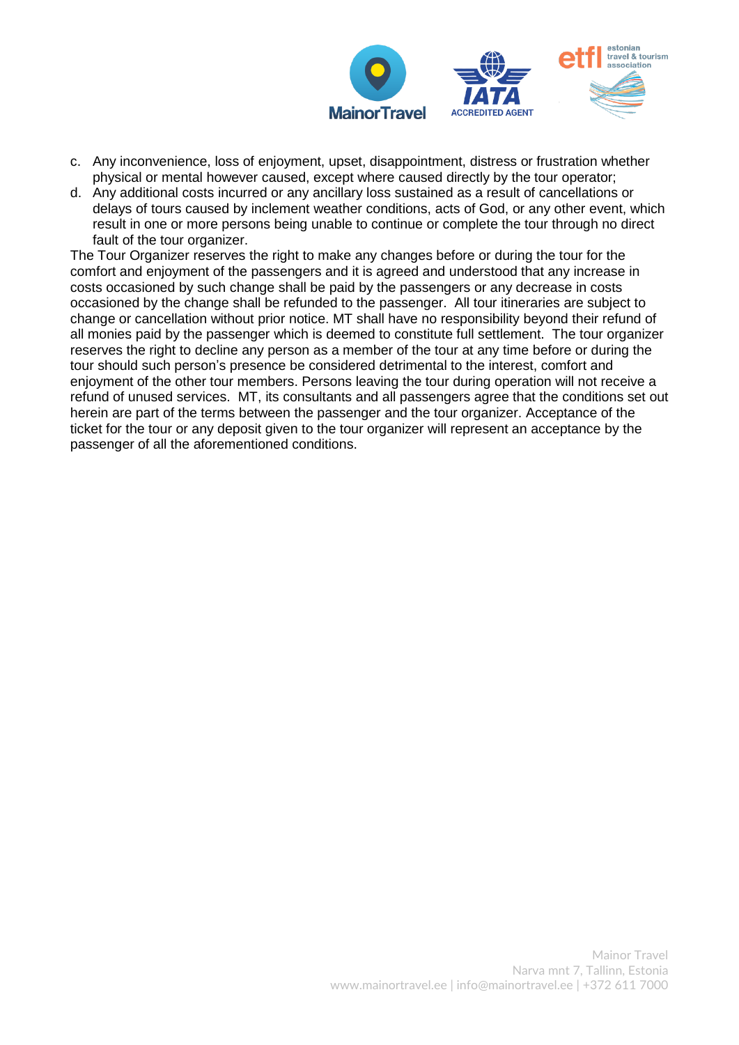c. Any inconvenience, loss of enjoyment, upset, disappointment, distress or frustration whether physical or mental however caused, except where caused directly by the tour operator;
d. Any additional costs incurred or any ancillary loss sustained as a result of cancellations or delays of tours caused by inclement weather conditions, acts of God, or any other event, which result in one or more persons being unable to continue or complete the tour through no direct fault of the tour organizer.

The Tour Organizer reserves the right to make any changes before or during the tour for the comfort and enjoyment of the passengers and it is agreed and understood that any increase in costs occasioned by such change shall be paid by the passengers or any decrease in costs occasioned by the change shall be refunded to the passenger. All tour itineraries are subject to change or cancellation without prior notice. MT shall have no responsibility beyond their refund of all monies paid by the passenger which is deemed to constitute full settlement. The tour organizer reserves the right to decline any person as a member of the tour at any time before or during the tour should such person's presence be considered detrimental to the interest, comfort and enjoyment of the other tour members. Persons leaving the tour during operation will not receive a refund of unused services. MT, its consultants and all passengers agree that the conditions set out herein are part of the terms between the passenger and the tour organizer. Acceptance of the ticket for the tour or any deposit given to the tour organizer will represent an acceptance by the passenger of all the aforementioned conditions.